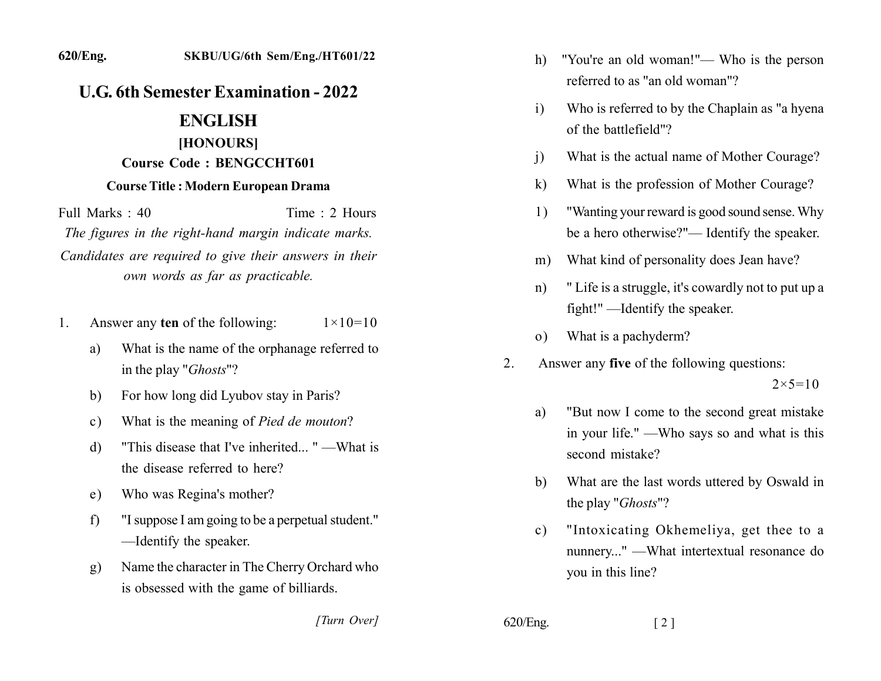620/Eng. SKBU/UG/6th Sem/Eng./HT601/22

# U.G. 6th Semester Examination - 2022

## ENGLISH

### [HONOURS]

**Course Code : BENGCCHT601**

**Course Title : Modern European Drama**

Full Marks : 40 Time : 2 Hours

*The figures in the right-hand margin indicate marks.*

*Candidates are required to give their answers in their own words as far as practicable.*

1. Answer any **ten** of the following: 1×10=10

   a) What is the name of the orphanage referred to in the play "*Ghosts*"?

   b) For how long did Lyubov stay in Paris?

   c) What is the meaning of *Pied de mouton*?

   d) "This disease that I've inherited... " —What is the disease referred to here?

   e) Who was Regina's mother?

   f) "I suppose I am going to be a perpetual student." —Identify the speaker.

   g) Name the character in The Cherry Orchard who is obsessed with the game of billiards.

   h) "You're an old woman!"— Who is the person referred to as "an old woman"?

   i) Who is referred to by the Chaplain as "a hyena of the battlefield"?

   j) What is the actual name of Mother Courage?

   k) What is the profession of Mother Courage?

   l) "Wanting your reward is good sound sense. Why be a hero otherwise?"— Identify the speaker.

   m) What kind of personality does Jean have?

   n) " Life is a struggle, it's cowardly not to put up a fight!" —Identify the speaker.

   o) What is a pachyderm?

2. Answer any **five** of the following questions: 2×5=10

   a) "But now I come to the second great mistake in your life." —Who says so and what is this second mistake?

   b) What are the last words uttered by Oswald in the play "*Ghosts*"?

   c) "Intoxicating Okhemeliya, get thee to a nunnery..." —What intertextual resonance do you in this line?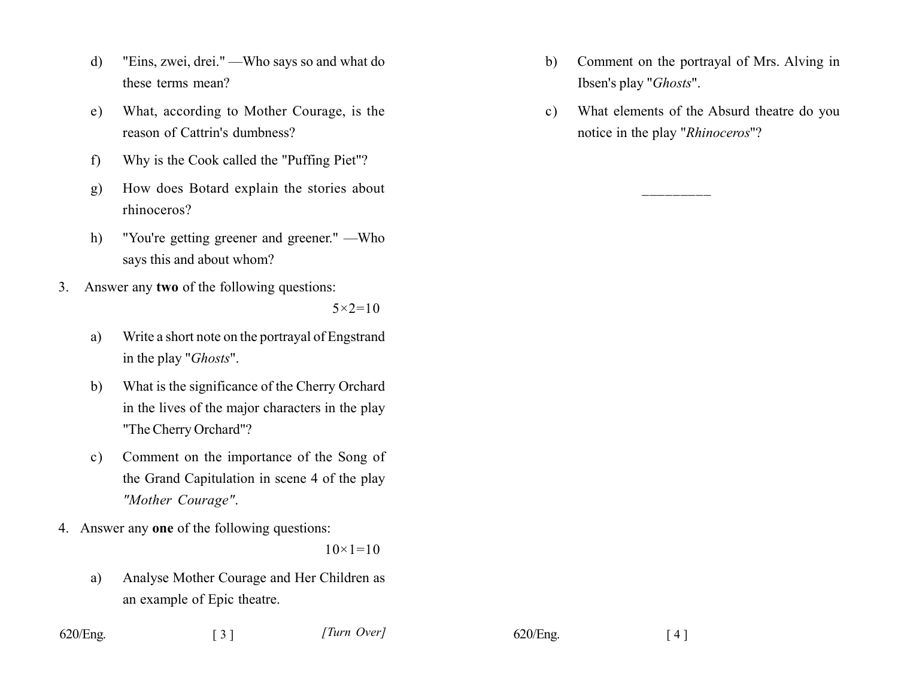d) "Eins, zwei, drei." —Who says so and what do these terms mean?

e) What, according to Mother Courage, is the reason of Cattrin's dumbness?

f) Why is the Cook called the "Puffing Piet"?

g) How does Botard explain the stories about rhinoceros?

h) "You're getting greener and greener." —Who says this and about whom?

3. Answer any **two** of the following questions: 5×2=10

a) Write a short note on the portrayal of Engstrand in the play "*Ghosts*".

b) What is the significance of the Cherry Orchard in the lives of the major characters in the play "The Cherry Orchard"?

c) Comment on the importance of the Song of the Grand Capitulation in scene 4 of the play *"Mother Courage"*.

4. Answer any **one** of the following questions: 10×1=10

a) Analyse Mother Courage and Her Children as an example of Epic theatre.

b) Comment on the portrayal of Mrs. Alving in Ibsen's play "*Ghosts*".

c) What elements of the Absurd theatre do you notice in the play "*Rhinoceros*"?

_________